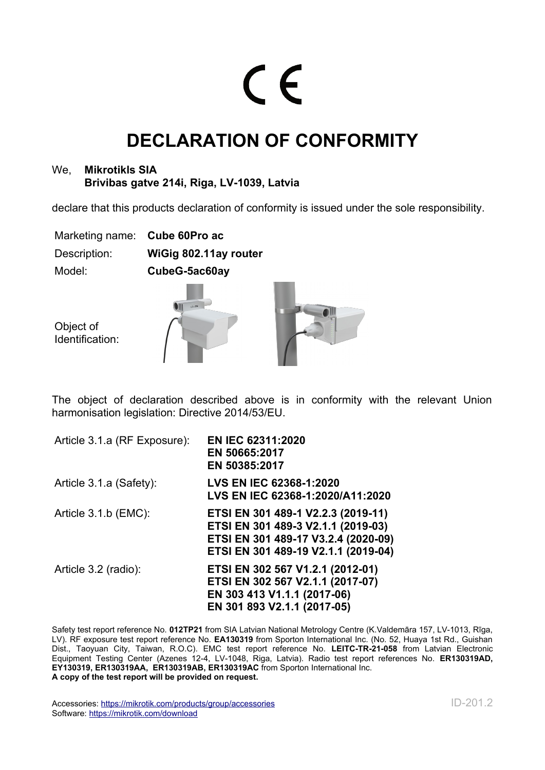CE

# DECLARATION OF CONFORMITY

We, **Mikrotikls SIA**
**Brivibas gatve 214i, Riga, LV-1039, Latvia**

declare that this products declaration of conformity is issued under the sole responsibility.

| | |
|---|---|
| Marketing name: | **Cube 60Pro ac** |
| Description: | **WiGig 802.11ay router** |
| Model: | **CubeG-5ac60ay** |
| Object of Identification: | |

The object of declaration described above is in conformity with the relevant Union harmonisation legislation: Directive 2014/53/EU.

| | |
|---|---|
| Article 3.1.a (RF Exposure): | **EN IEC 62311:2020**<br>**EN 50665:2017**<br>**EN 50385:2017** |
| Article 3.1.a (Safety): | **LVS EN IEC 62368-1:2020**<br>**LVS EN IEC 62368-1:2020/A11:2020** |
| Article 3.1.b (EMC): | **ETSI EN 301 489-1 V2.2.3 (2019-11)**<br>**ETSI EN 301 489-3 V2.1.1 (2019-03)**<br>**ETSI EN 301 489-17 V3.2.4 (2020-09)**<br>**ETSI EN 301 489-19 V2.1.1 (2019-04)** |
| Article 3.2 (radio): | **ETSI EN 302 567 V1.2.1 (2012-01)**<br>**ETSI EN 302 567 V2.1.1 (2017-07)**<br>**EN 303 413 V1.1.1 (2017-06)**<br>**EN 301 893 V2.1.1 (2017-05)** |

Safety test report reference No. **012TP21** from SIA Latvian National Metrology Centre (K.Valdemāra 157, LV-1013, Rīga, LV). RF exposure test report reference No. **EA130319** from Sporton International Inc. (No. 52, Huaya 1st Rd., Guishan Dist., Taoyuan City, Taiwan, R.O.C). EMC test report reference No. **LEITC-TR-21-058** from Latvian Electronic Equipment Testing Center (Azenes 12-4, LV-1048, Riga, Latvia). Radio test report references No. **ER130319AD, EY130319, ER130319AA, ER130319AB, ER130319AC** from Sporton International Inc.
**A copy of the test report will be provided on request.**

Accessories: https://mikrotik.com/products/group/accessories
Software: https://mikrotik.com/download

ID-201.2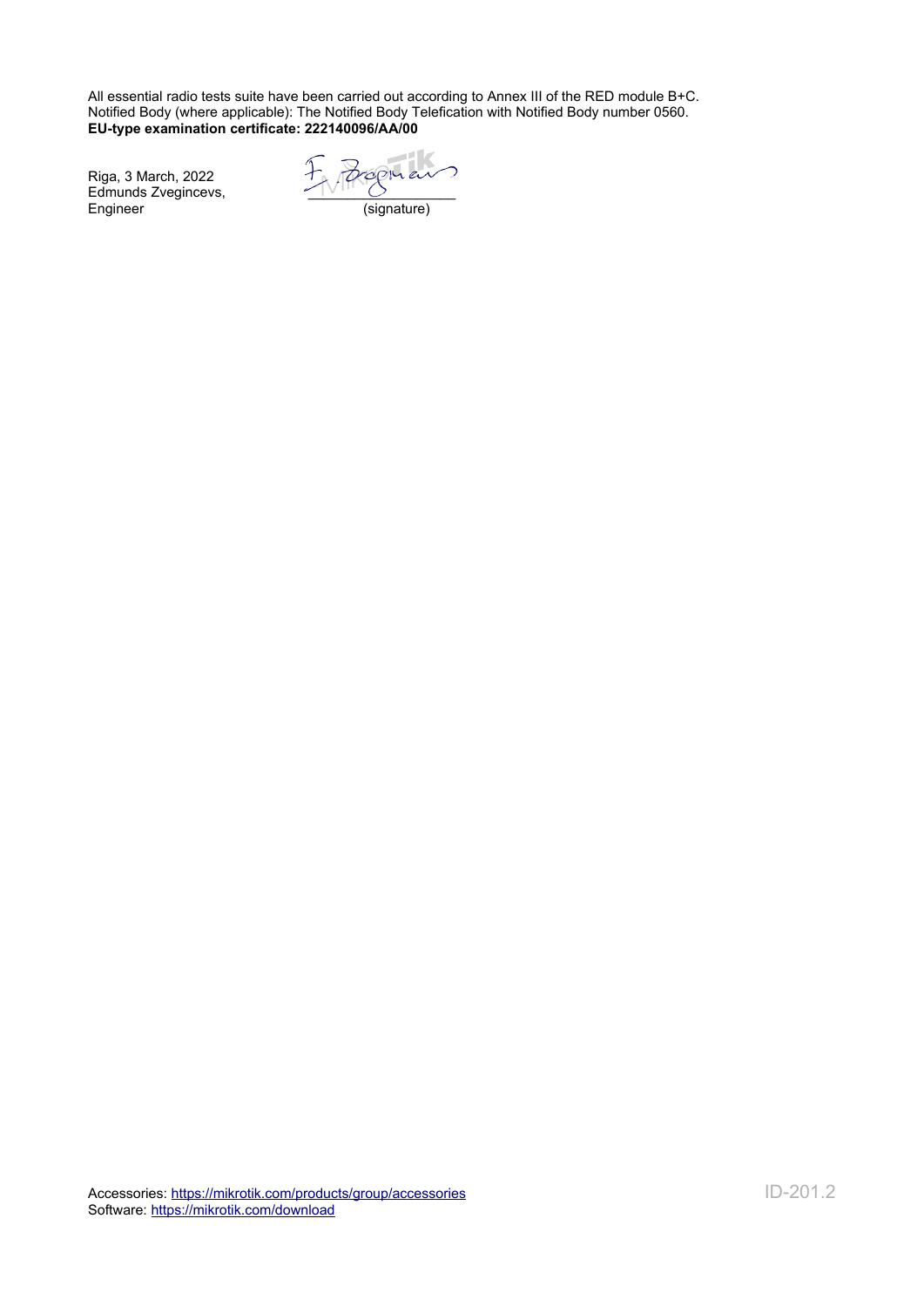All essential radio tests suite have been carried out according to Annex III of the RED module B+C.
Notified Body (where applicable): The Notified Body Telefication with Notified Body number 0560.
**EU-type examination certificate: 222140096/AA/00**

Riga, 3 March, 2022
Edmunds Zvegincevs,
Engineer

_______________________
(signature)

Accessories: https://mikrotik.com/products/group/accessories
Software: https://mikrotik.com/download

ID-201.2